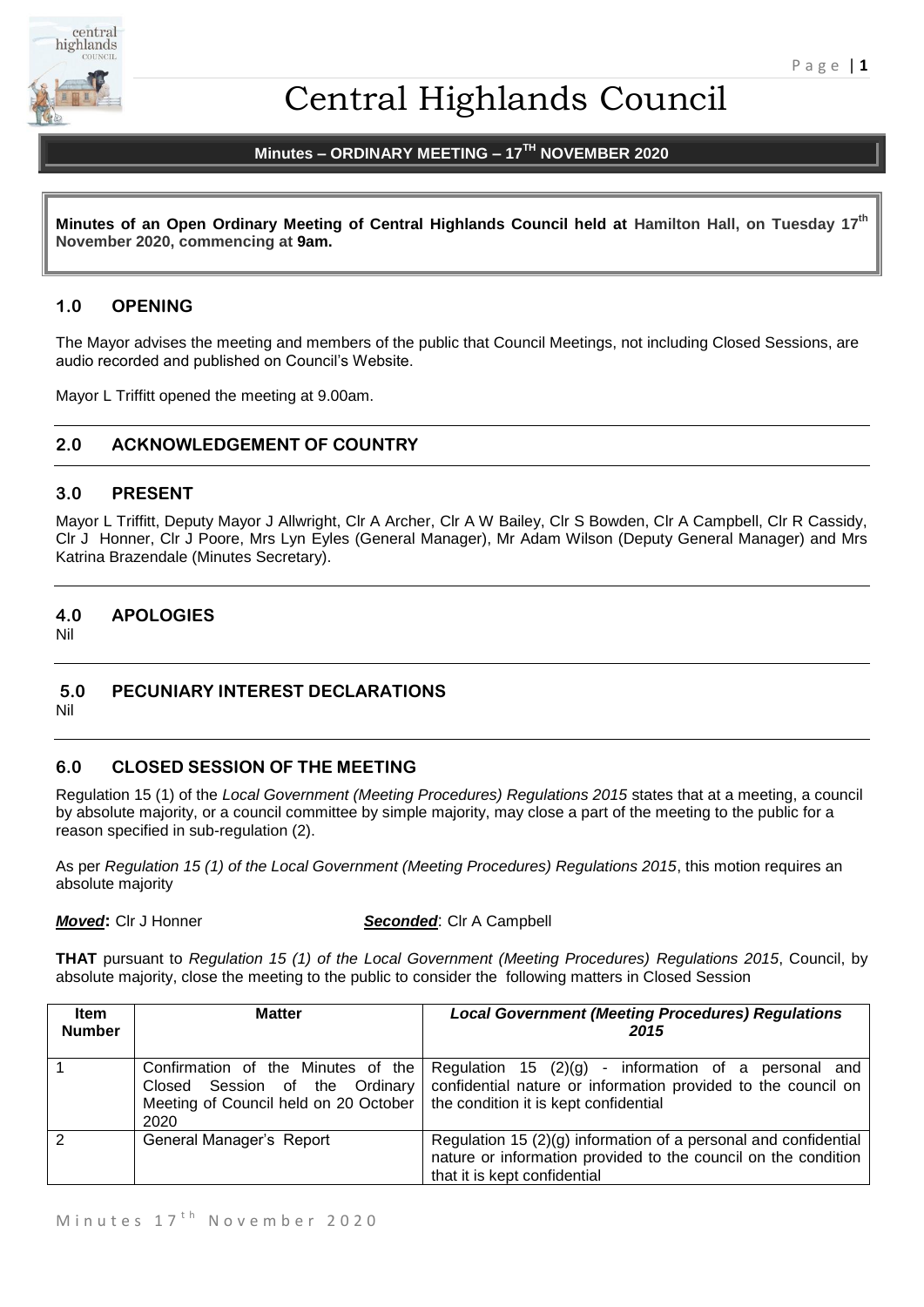# Central Highlands Council

## Minutes – ORDINARY MEETING – 17TH NOVEMBER 2020

**Minutes of an Open Ordinary Meeting of Central Highlands Council held at Hamilton Hall, on Tuesday 17th November 2020, commencing at 9am.**

## 1.0 OPENING

The Mayor advises the meeting and members of the public that Council Meetings, not including Closed Sessions, are audio recorded and published on Council's Website.

Mayor L Triffitt opened the meeting at 9.00am.

## 2.0 ACKNOWLEDGEMENT OF COUNTRY

## 3.0 PRESENT

Mayor L Triffitt, Deputy Mayor J Allwright, Clr A Archer, Clr A W Bailey, Clr S Bowden, Clr A Campbell, Clr R Cassidy, Clr J Honner, Clr J Poore, Mrs Lyn Eyles (General Manager), Mr Adam Wilson (Deputy General Manager) and Mrs Katrina Brazendale (Minutes Secretary).

## 4.0 APOLOGIES

Nil

## 5.0 PECUNIARY INTEREST DECLARATIONS

Nil

## 6.0 CLOSED SESSION OF THE MEETING

Regulation 15 (1) of the *Local Government (Meeting Procedures) Regulations 2015* states that at a meeting, a council by absolute majority, or a council committee by simple majority, may close a part of the meeting to the public for a reason specified in sub-regulation (2).

As per *Regulation 15 (1) of the Local Government (Meeting Procedures) Regulations 2015*, this motion requires an absolute majority

***Moved*:** Clr J Honner ***Seconded***: Clr A Campbell

**THAT** pursuant to *Regulation 15 (1) of the Local Government (Meeting Procedures) Regulations 2015*, Council, by absolute majority, close the meeting to the public to consider the following matters in Closed Session

| Item Number | Matter | *Local Government (Meeting Procedures) Regulations 2015* |
|---|---|---|
| 1 | Confirmation of the Minutes of the Closed Session of the Ordinary Meeting of Council held on 20 October 2020 | Regulation 15 (2)(g) - information of a personal and confidential nature or information provided to the council on the condition it is kept confidential |
| 2 | General Manager's Report | Regulation 15 (2)(g) information of a personal and confidential nature or information provided to the council on the condition that it is kept confidential |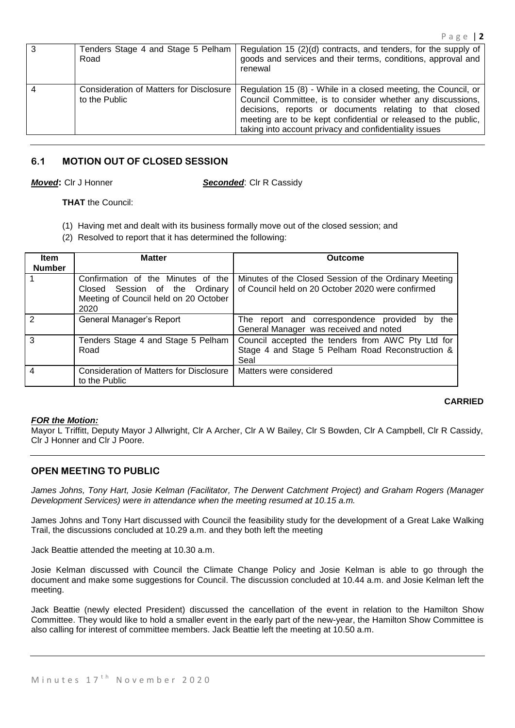| 3 | Tenders Stage 4 and Stage 5 Pelham Road | Regulation 15 (2)(d) contracts, and tenders, for the supply of goods and services and their terms, conditions, approval and renewal |
|---|---|---|
| 4 | Consideration of Matters for Disclosure to the Public | Regulation 15 (8) - While in a closed meeting, the Council, or Council Committee, is to consider whether any discussions, decisions, reports or documents relating to that closed meeting are to be kept confidential or released to the public, taking into account privacy and confidentiality issues |

## 6.1 MOTION OUT OF CLOSED SESSION

***Moved*:** Clr J Honner ***Seconded***: Clr R Cassidy

**THAT** the Council:

(1) Having met and dealt with its business formally move out of the closed session; and
(2) Resolved to report that it has determined the following:

| Item Number | Matter | Outcome |
|---|---|---|
| 1 | Confirmation of the Minutes of the Closed Session of the Ordinary Meeting of Council held on 20 October 2020 | Minutes of the Closed Session of the Ordinary Meeting of Council held on 20 October 2020 were confirmed |
| 2 | General Manager's Report | The report and correspondence provided by the General Manager was received and noted |
| 3 | Tenders Stage 4 and Stage 5 Pelham Road | Council accepted the tenders from AWC Pty Ltd for Stage 4 and Stage 5 Pelham Road Reconstruction & Seal |
| 4 | Consideration of Matters for Disclosure to the Public | Matters were considered |

**CARRIED**

***FOR the Motion:***
Mayor L Triffitt, Deputy Mayor J Allwright, Clr A Archer, Clr A W Bailey, Clr S Bowden, Clr A Campbell, Clr R Cassidy, Clr J Honner and Clr J Poore.

## OPEN MEETING TO PUBLIC

*James Johns, Tony Hart, Josie Kelman (Facilitator, The Derwent Catchment Project) and Graham Rogers (Manager Development Services) were in attendance when the meeting resumed at 10.15 a.m.*

James Johns and Tony Hart discussed with Council the feasibility study for the development of a Great Lake Walking Trail, the discussions concluded at 10.29 a.m. and they both left the meeting

Jack Beattie attended the meeting at 10.30 a.m.

Josie Kelman discussed with Council the Climate Change Policy and Josie Kelman is able to go through the document and make some suggestions for Council. The discussion concluded at 10.44 a.m. and Josie Kelman left the meeting.

Jack Beattie (newly elected President) discussed the cancellation of the event in relation to the Hamilton Show Committee. They would like to hold a smaller event in the early part of the new-year, the Hamilton Show Committee is also calling for interest of committee members. Jack Beattie left the meeting at 10.50 a.m.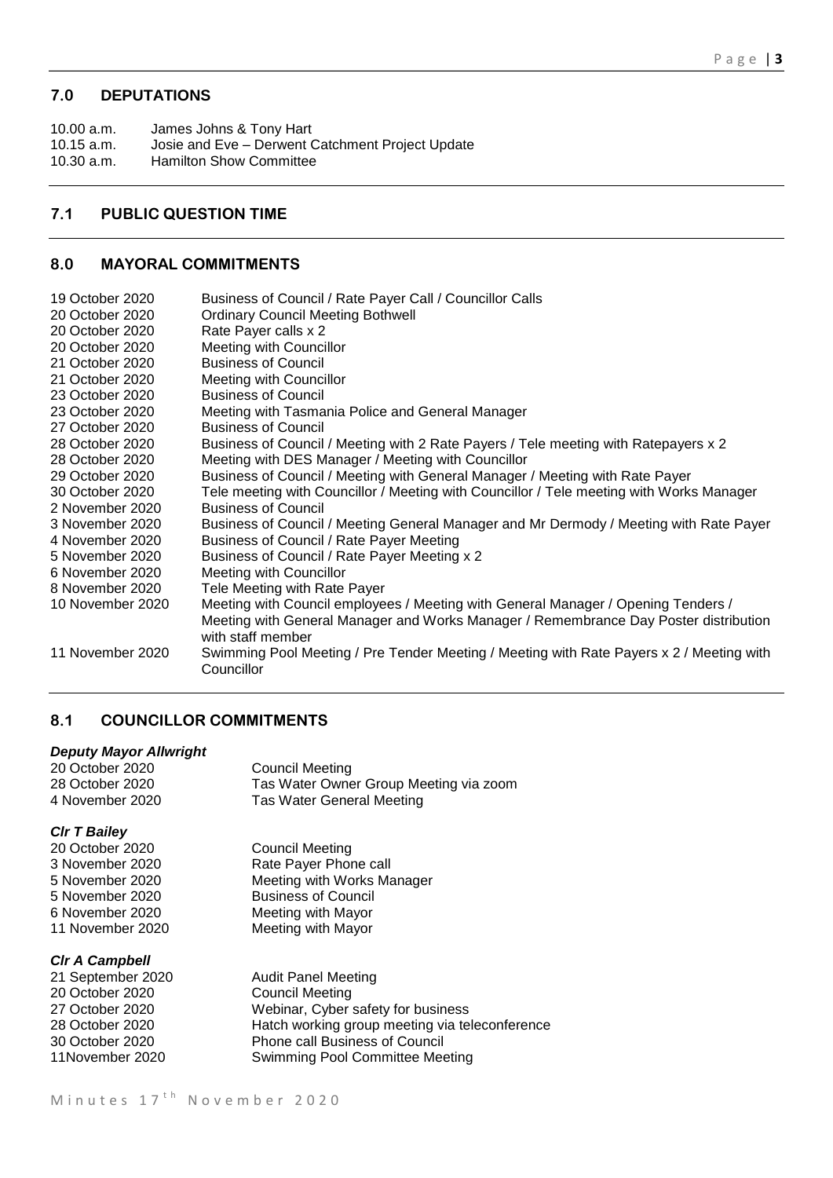## 7.0 DEPUTATIONS

| | |
|---|---|
| 10.00 a.m. | James Johns & Tony Hart |
| 10.15 a.m. | Josie and Eve – Derwent Catchment Project Update |
| 10.30 a.m. | Hamilton Show Committee |

## 7.1 PUBLIC QUESTION TIME

## 8.0 MAYORAL COMMITMENTS

| | |
|---|---|
| 19 October 2020 | Business of Council / Rate Payer Call / Councillor Calls |
| 20 October 2020 | Ordinary Council Meeting Bothwell |
| 20 October 2020 | Rate Payer calls x 2 |
| 20 October 2020 | Meeting with Councillor |
| 21 October 2020 | Business of Council |
| 21 October 2020 | Meeting with Councillor |
| 23 October 2020 | Business of Council |
| 23 October 2020 | Meeting with Tasmania Police and General Manager |
| 27 October 2020 | Business of Council |
| 28 October 2020 | Business of Council / Meeting with 2 Rate Payers / Tele meeting with Ratepayers x 2 |
| 28 October 2020 | Meeting with DES Manager / Meeting with Councillor |
| 29 October 2020 | Business of Council / Meeting with General Manager / Meeting with Rate Payer |
| 30 October 2020 | Tele meeting with Councillor / Meeting with Councillor / Tele meeting with Works Manager |
| 2 November 2020 | Business of Council |
| 3 November 2020 | Business of Council / Meeting General Manager and Mr Dermody / Meeting with Rate Payer |
| 4 November 2020 | Business of Council / Rate Payer Meeting |
| 5 November 2020 | Business of Council / Rate Payer Meeting x 2 |
| 6 November 2020 | Meeting with Councillor |
| 8 November 2020 | Tele Meeting with Rate Payer |
| 10 November 2020 | Meeting with Council employees / Meeting with General Manager / Opening Tenders / Meeting with General Manager and Works Manager / Remembrance Day Poster distribution with staff member |
| 11 November 2020 | Swimming Pool Meeting / Pre Tender Meeting / Meeting with Rate Payers x 2 / Meeting with Councillor |

## 8.1 COUNCILLOR COMMITMENTS

***Deputy Mayor Allwright***

| | |
|---|---|
| 20 October 2020 | Council Meeting |
| 28 October 2020 | Tas Water Owner Group Meeting via zoom |
| 4 November 2020 | Tas Water General Meeting |

***Clr T Bailey***

| | |
|---|---|
| 20 October 2020 | Council Meeting |
| 3 November 2020 | Rate Payer Phone call |
| 5 November 2020 | Meeting with Works Manager |
| 5 November 2020 | Business of Council |
| 6 November 2020 | Meeting with Mayor |
| 11 November 2020 | Meeting with Mayor |

***Clr A Campbell***

| | |
|---|---|
| 21 September 2020 | Audit Panel Meeting |
| 20 October 2020 | Council Meeting |
| 27 October 2020 | Webinar, Cyber safety for business |
| 28 October 2020 | Hatch working group meeting via teleconference |
| 30 October 2020 | Phone call Business of Council |
| 11November 2020 | Swimming Pool Committee Meeting |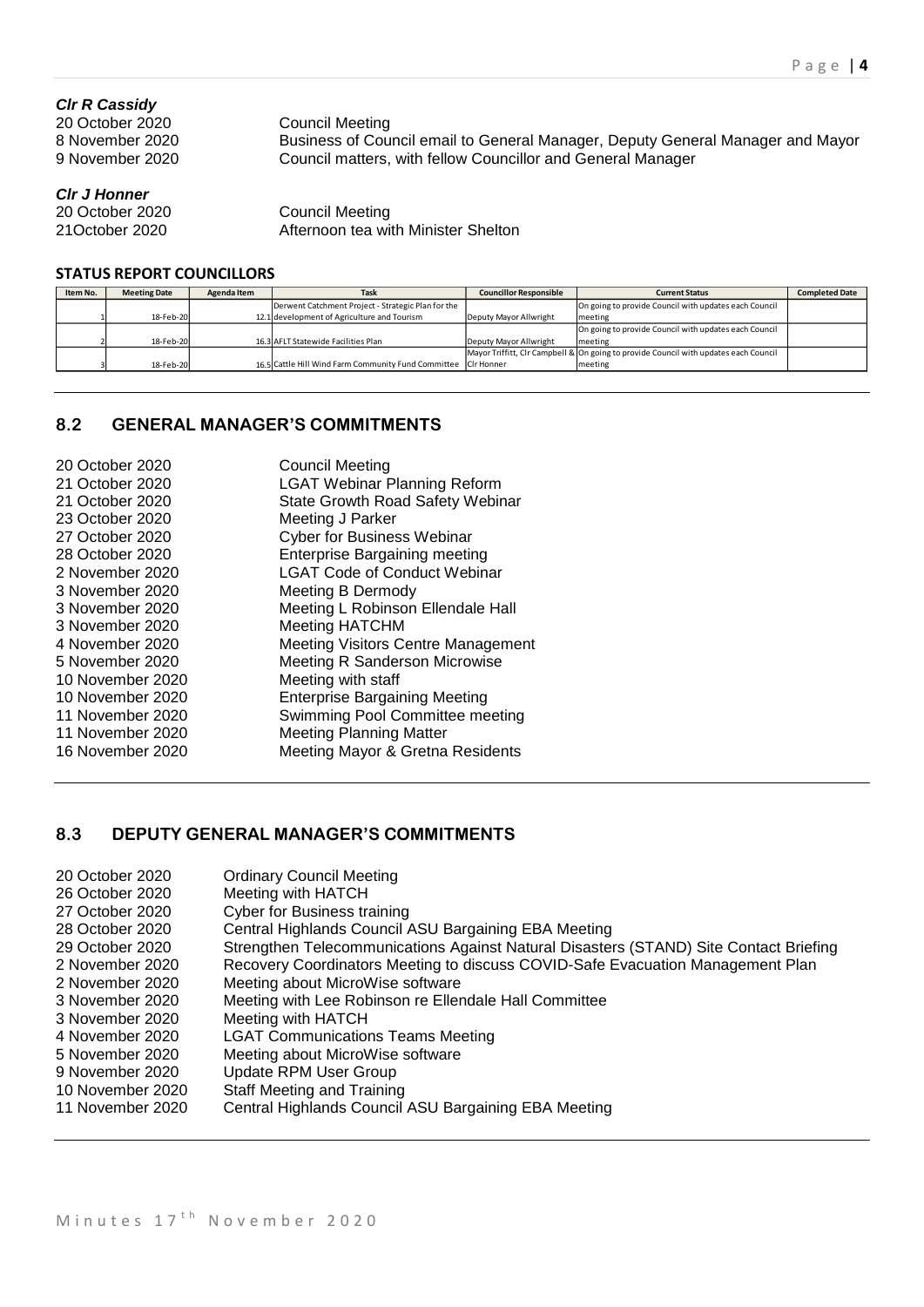***Clr R Cassidy***

20 October 2020 Council Meeting
8 November 2020 Business of Council email to General Manager, Deputy General Manager and Mayor
9 November 2020 Council matters, with fellow Councillor and General Manager

***Clr J Honner***

20 October 2020 Council Meeting
21October 2020 Afternoon tea with Minister Shelton

**STATUS REPORT COUNCILLORS**

| Item No. | Meeting Date | Agenda Item | Task | Councillor Responsible | Current Status | Completed Date |
|---|---|---|---|---|---|---|
| 1 | 18-Feb-20 | 12.1 | Derwent Catchment Project - Strategic Plan for the development of Agriculture and Tourism | Deputy Mayor Allwright | On going to provide Council with updates each Council meeting | |
| 2 | 18-Feb-20 | 16.3 | AFLT Statewide Facilities Plan | Deputy Mayor Allwright | On going to provide Council with updates each Council meeting | |
| 3 | 18-Feb-20 | 16.5 | Cattle Hill Wind Farm Community Fund Committee | Mayor Triffitt, Clr Campbell & Clr Honner | On going to provide Council with updates each Council meeting | |

## 8.2 GENERAL MANAGER'S COMMITMENTS

20 October 2020 Council Meeting
21 October 2020 LGAT Webinar Planning Reform
21 October 2020 State Growth Road Safety Webinar
23 October 2020 Meeting J Parker
27 October 2020 Cyber for Business Webinar
28 October 2020 Enterprise Bargaining meeting
2 November 2020 LGAT Code of Conduct Webinar
3 November 2020 Meeting B Dermody
3 November 2020 Meeting L Robinson Ellendale Hall
3 November 2020 Meeting HATCHM
4 November 2020 Meeting Visitors Centre Management
5 November 2020 Meeting R Sanderson Microwise
10 November 2020 Meeting with staff
10 November 2020 Enterprise Bargaining Meeting
11 November 2020 Swimming Pool Committee meeting
11 November 2020 Meeting Planning Matter
16 November 2020 Meeting Mayor & Gretna Residents

## 8.3 DEPUTY GENERAL MANAGER'S COMMITMENTS

20 October 2020 Ordinary Council Meeting
26 October 2020 Meeting with HATCH
27 October 2020 Cyber for Business training
28 October 2020 Central Highlands Council ASU Bargaining EBA Meeting
29 October 2020 Strengthen Telecommunications Against Natural Disasters (STAND) Site Contact Briefing
2 November 2020 Recovery Coordinators Meeting to discuss COVID-Safe Evacuation Management Plan
2 November 2020 Meeting about MicroWise software
3 November 2020 Meeting with Lee Robinson re Ellendale Hall Committee
3 November 2020 Meeting with HATCH
4 November 2020 LGAT Communications Teams Meeting
5 November 2020 Meeting about MicroWise software
9 November 2020 Update RPM User Group
10 November 2020 Staff Meeting and Training
11 November 2020 Central Highlands Council ASU Bargaining EBA Meeting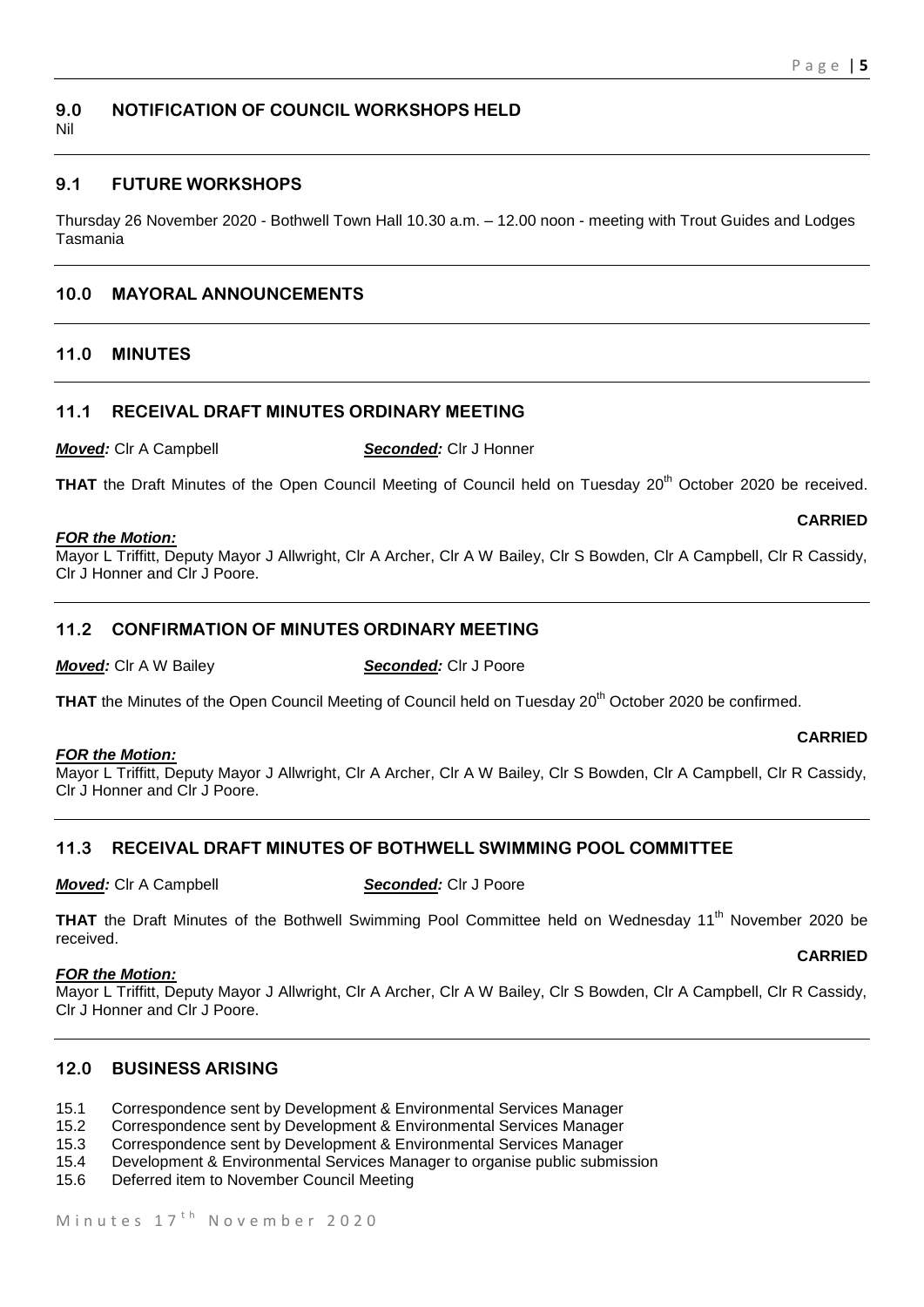## 9.0 NOTIFICATION OF COUNCIL WORKSHOPS HELD

Nil

## 9.1 FUTURE WORKSHOPS

Thursday 26 November 2020 - Bothwell Town Hall 10.30 a.m. – 12.00 noon - meeting with Trout Guides and Lodges Tasmania

## 10.0 MAYORAL ANNOUNCEMENTS

## 11.0 MINUTES

## 11.1 RECEIVAL DRAFT MINUTES ORDINARY MEETING

***Moved:*** Clr A Campbell ***Seconded:*** Clr J Honner

**THAT** the Draft Minutes of the Open Council Meeting of Council held on Tuesday 20th October 2020 be received.

**CARRIED**

***FOR the Motion:***
Mayor L Triffitt, Deputy Mayor J Allwright, Clr A Archer, Clr A W Bailey, Clr S Bowden, Clr A Campbell, Clr R Cassidy, Clr J Honner and Clr J Poore.

## 11.2 CONFIRMATION OF MINUTES ORDINARY MEETING

***Moved:*** Clr A W Bailey ***Seconded:*** Clr J Poore

**THAT** the Minutes of the Open Council Meeting of Council held on Tuesday 20th October 2020 be confirmed.

**CARRIED**

***FOR the Motion:***
Mayor L Triffitt, Deputy Mayor J Allwright, Clr A Archer, Clr A W Bailey, Clr S Bowden, Clr A Campbell, Clr R Cassidy, Clr J Honner and Clr J Poore.

## 11.3 RECEIVAL DRAFT MINUTES OF BOTHWELL SWIMMING POOL COMMITTEE

***Moved:*** Clr A Campbell ***Seconded:*** Clr J Poore

**THAT** the Draft Minutes of the Bothwell Swimming Pool Committee held on Wednesday 11th November 2020 be received.

**CARRIED**

***FOR the Motion:***
Mayor L Triffitt, Deputy Mayor J Allwright, Clr A Archer, Clr A W Bailey, Clr S Bowden, Clr A Campbell, Clr R Cassidy, Clr J Honner and Clr J Poore.

## 12.0 BUSINESS ARISING

- 15.1 Correspondence sent by Development & Environmental Services Manager
- 15.2 Correspondence sent by Development & Environmental Services Manager
- 15.3 Correspondence sent by Development & Environmental Services Manager
- 15.4 Development & Environmental Services Manager to organise public submission
- 15.6 Deferred item to November Council Meeting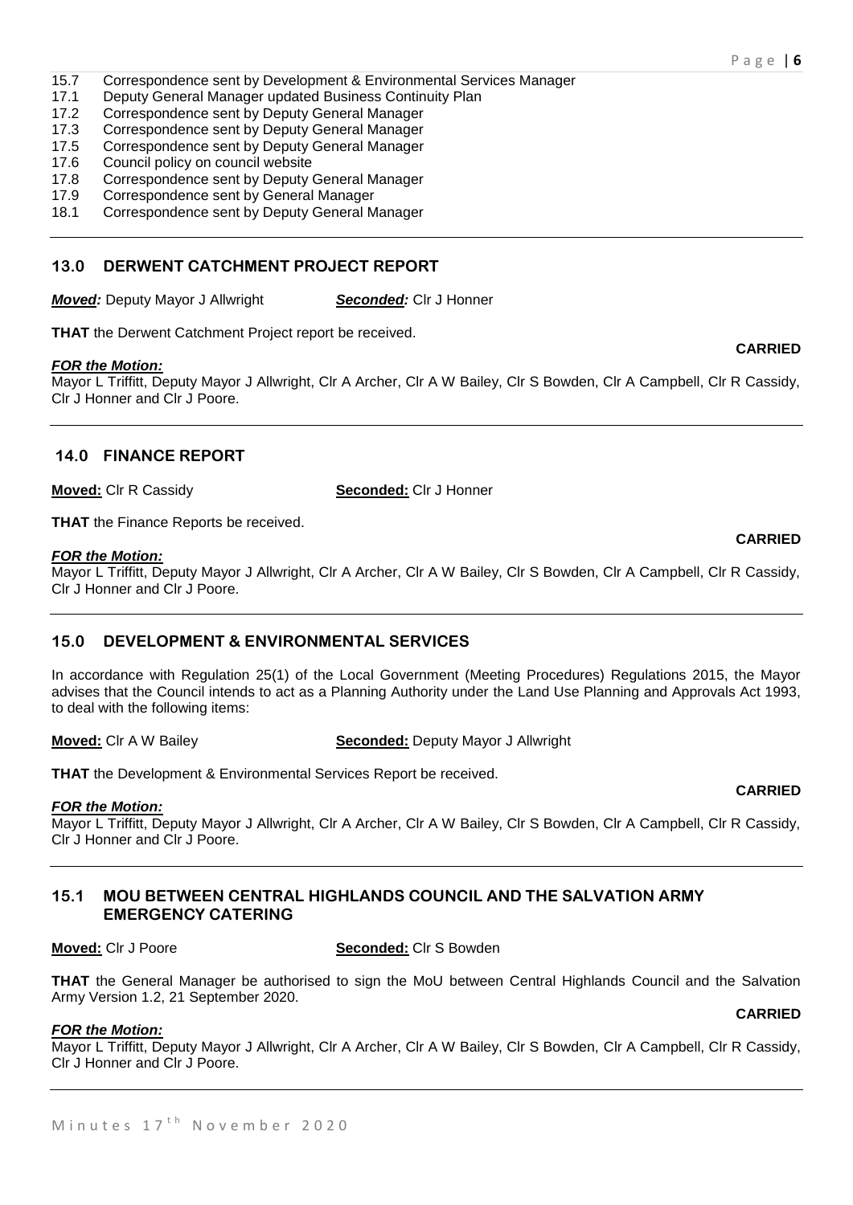15.7 Correspondence sent by Development & Environmental Services Manager
17.1 Deputy General Manager updated Business Continuity Plan
17.2 Correspondence sent by Deputy General Manager
17.3 Correspondence sent by Deputy General Manager
17.5 Correspondence sent by Deputy General Manager
17.6 Council policy on council website
17.8 Correspondence sent by Deputy General Manager
17.9 Correspondence sent by General Manager
18.1 Correspondence sent by Deputy General Manager

---

## 13.0 DERWENT CATCHMENT PROJECT REPORT

***Moved:*** Deputy Mayor J Allwright ***Seconded:*** Clr J Honner

**THAT** the Derwent Catchment Project report be received.

**CARRIED**

***FOR the Motion:***
Mayor L Triffitt, Deputy Mayor J Allwright, Clr A Archer, Clr A W Bailey, Clr S Bowden, Clr A Campbell, Clr R Cassidy, Clr J Honner and Clr J Poore.

---

## 14.0 FINANCE REPORT

**Moved:** Clr R Cassidy **Seconded:** Clr J Honner

**THAT** the Finance Reports be received.

**CARRIED**

***FOR the Motion:***
Mayor L Triffitt, Deputy Mayor J Allwright, Clr A Archer, Clr A W Bailey, Clr S Bowden, Clr A Campbell, Clr R Cassidy, Clr J Honner and Clr J Poore.

---

## 15.0 DEVELOPMENT & ENVIRONMENTAL SERVICES

In accordance with Regulation 25(1) of the Local Government (Meeting Procedures) Regulations 2015, the Mayor advises that the Council intends to act as a Planning Authority under the Land Use Planning and Approvals Act 1993, to deal with the following items:

**Moved:** Clr A W Bailey **Seconded:** Deputy Mayor J Allwright

**THAT** the Development & Environmental Services Report be received.

**CARRIED**

***FOR the Motion:***
Mayor L Triffitt, Deputy Mayor J Allwright, Clr A Archer, Clr A W Bailey, Clr S Bowden, Clr A Campbell, Clr R Cassidy, Clr J Honner and Clr J Poore.

---

## 15.1 MOU BETWEEN CENTRAL HIGHLANDS COUNCIL AND THE SALVATION ARMY EMERGENCY CATERING

**Moved:** Clr J Poore **Seconded:** Clr S Bowden

**THAT** the General Manager be authorised to sign the MoU between Central Highlands Council and the Salvation Army Version 1.2, 21 September 2020.

**CARRIED**

***FOR the Motion:***
Mayor L Triffitt, Deputy Mayor J Allwright, Clr A Archer, Clr A W Bailey, Clr S Bowden, Clr A Campbell, Clr R Cassidy, Clr J Honner and Clr J Poore.

---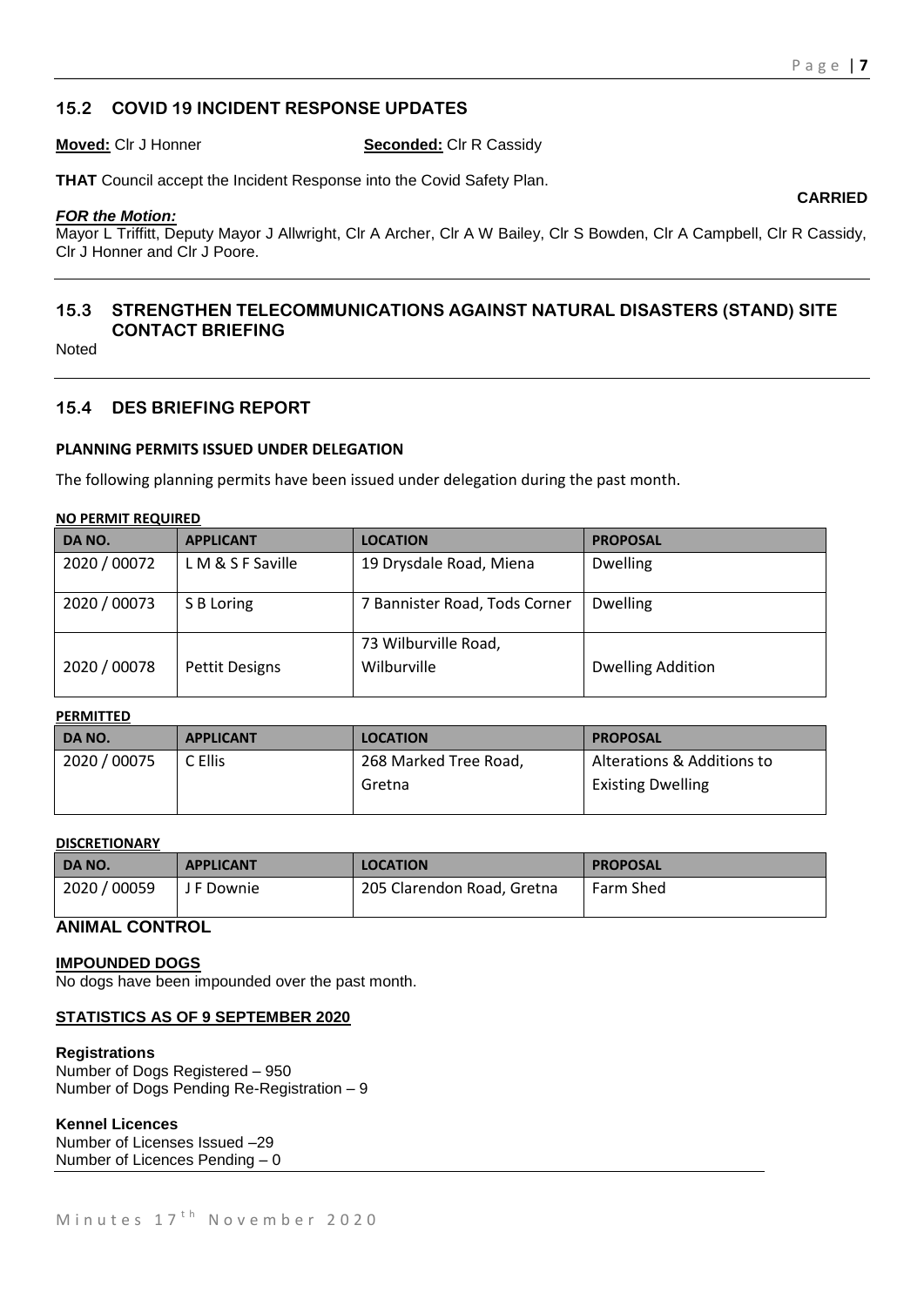## 15.2 COVID 19 INCIDENT RESPONSE UPDATES

**Moved:** Clr J Honner **Seconded:** Clr R Cassidy

**THAT** Council accept the Incident Response into the Covid Safety Plan.

**CARRIED**

***FOR the Motion:***
Mayor L Triffitt, Deputy Mayor J Allwright, Clr A Archer, Clr A W Bailey, Clr S Bowden, Clr A Campbell, Clr R Cassidy, Clr J Honner and Clr J Poore.

---

## 15.3 STRENGTHEN TELECOMMUNICATIONS AGAINST NATURAL DISASTERS (STAND) SITE CONTACT BRIEFING

Noted

---

## 15.4 DES BRIEFING REPORT

### PLANNING PERMITS ISSUED UNDER DELEGATION

The following planning permits have been issued under delegation during the past month.

**NO PERMIT REQUIRED**

| DA NO. | APPLICANT | LOCATION | PROPOSAL |
|---|---|---|---|
| 2020 / 00072 | L M & S F Saville | 19 Drysdale Road, Miena | Dwelling |
| 2020 / 00073 | S B Loring | 7 Bannister Road, Tods Corner | Dwelling |
| 2020 / 00078 | Pettit Designs | 73 Wilburville Road, Wilburville | Dwelling Addition |

**PERMITTED**

| DA NO. | APPLICANT | LOCATION | PROPOSAL |
|---|---|---|---|
| 2020 / 00075 | C Ellis | 268 Marked Tree Road, Gretna | Alterations & Additions to Existing Dwelling |

**DISCRETIONARY**

| DA NO. | APPLICANT | LOCATION | PROPOSAL |
|---|---|---|---|
| 2020 / 00059 | J F Downie | 205 Clarendon Road, Gretna | Farm Shed |

### ANIMAL CONTROL

**IMPOUNDED DOGS**

No dogs have been impounded over the past month.

**STATISTICS AS OF 9 SEPTEMBER 2020**

**Registrations**
Number of Dogs Registered – 950
Number of Dogs Pending Re-Registration – 9

**Kennel Licences**
Number of Licenses Issued –29
Number of Licences Pending – 0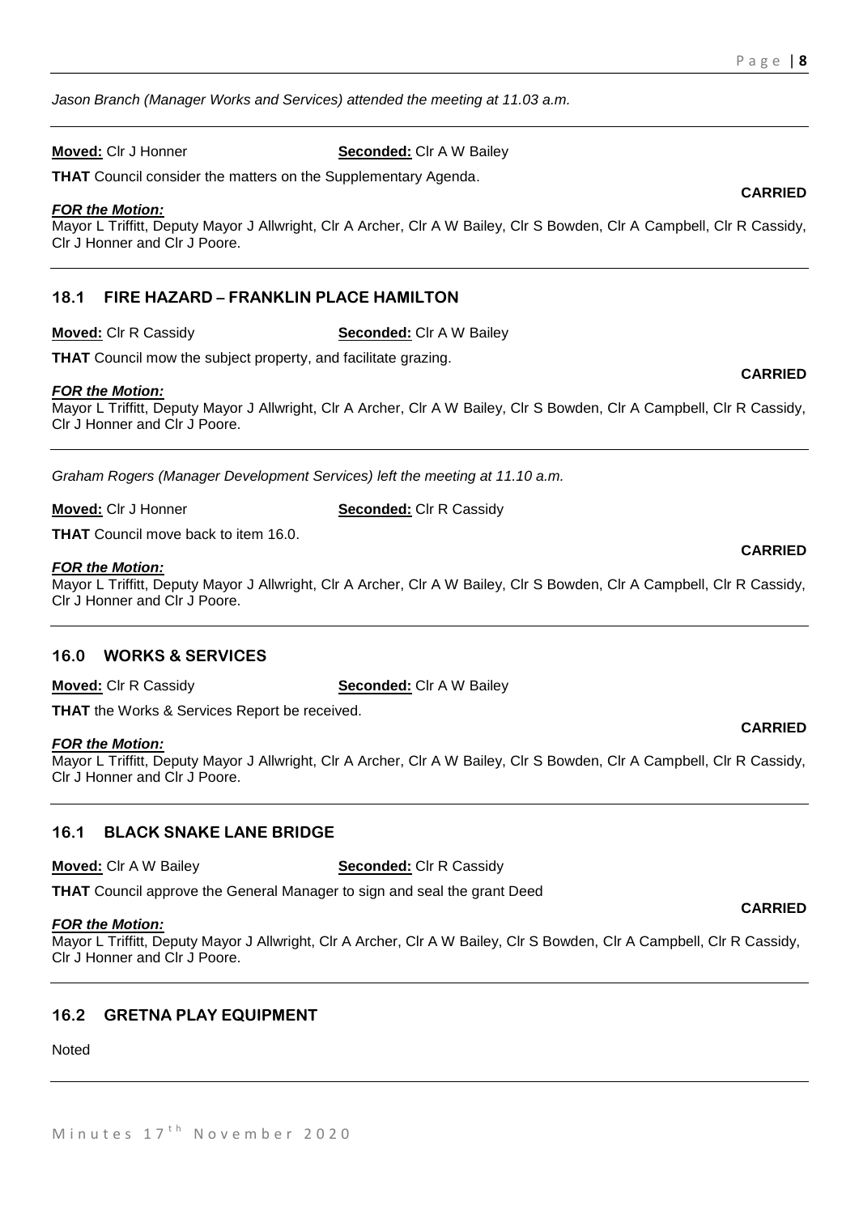*Jason Branch (Manager Works and Services) attended the meeting at 11.03 a.m.*

---

**Moved:** Clr J Honner **Seconded:** Clr A W Bailey

**THAT** Council consider the matters on the Supplementary Agenda.

**CARRIED**

***FOR the Motion:***
Mayor L Triffitt, Deputy Mayor J Allwright, Clr A Archer, Clr A W Bailey, Clr S Bowden, Clr A Campbell, Clr R Cassidy, Clr J Honner and Clr J Poore.

---

### 18.1 FIRE HAZARD – FRANKLIN PLACE HAMILTON

**Moved:** Clr R Cassidy **Seconded:** Clr A W Bailey

**THAT** Council mow the subject property, and facilitate grazing.

**CARRIED**

***FOR the Motion:***
Mayor L Triffitt, Deputy Mayor J Allwright, Clr A Archer, Clr A W Bailey, Clr S Bowden, Clr A Campbell, Clr R Cassidy, Clr J Honner and Clr J Poore.

---

*Graham Rogers (Manager Development Services) left the meeting at 11.10 a.m.*

**Moved:** Clr J Honner **Seconded:** Clr R Cassidy

**THAT** Council move back to item 16.0.

**CARRIED**

***FOR the Motion:***
Mayor L Triffitt, Deputy Mayor J Allwright, Clr A Archer, Clr A W Bailey, Clr S Bowden, Clr A Campbell, Clr R Cassidy, Clr J Honner and Clr J Poore.

---

### 16.0 WORKS & SERVICES

**Moved:** Clr R Cassidy **Seconded:** Clr A W Bailey

**THAT** the Works & Services Report be received.

**CARRIED**

***FOR the Motion:***
Mayor L Triffitt, Deputy Mayor J Allwright, Clr A Archer, Clr A W Bailey, Clr S Bowden, Clr A Campbell, Clr R Cassidy, Clr J Honner and Clr J Poore.

---

### 16.1 BLACK SNAKE LANE BRIDGE

**Moved:** Clr A W Bailey **Seconded:** Clr R Cassidy

**THAT** Council approve the General Manager to sign and seal the grant Deed

**CARRIED**

***FOR the Motion:***
Mayor L Triffitt, Deputy Mayor J Allwright, Clr A Archer, Clr A W Bailey, Clr S Bowden, Clr A Campbell, Clr R Cassidy, Clr J Honner and Clr J Poore.

---

### 16.2 GRETNA PLAY EQUIPMENT

Noted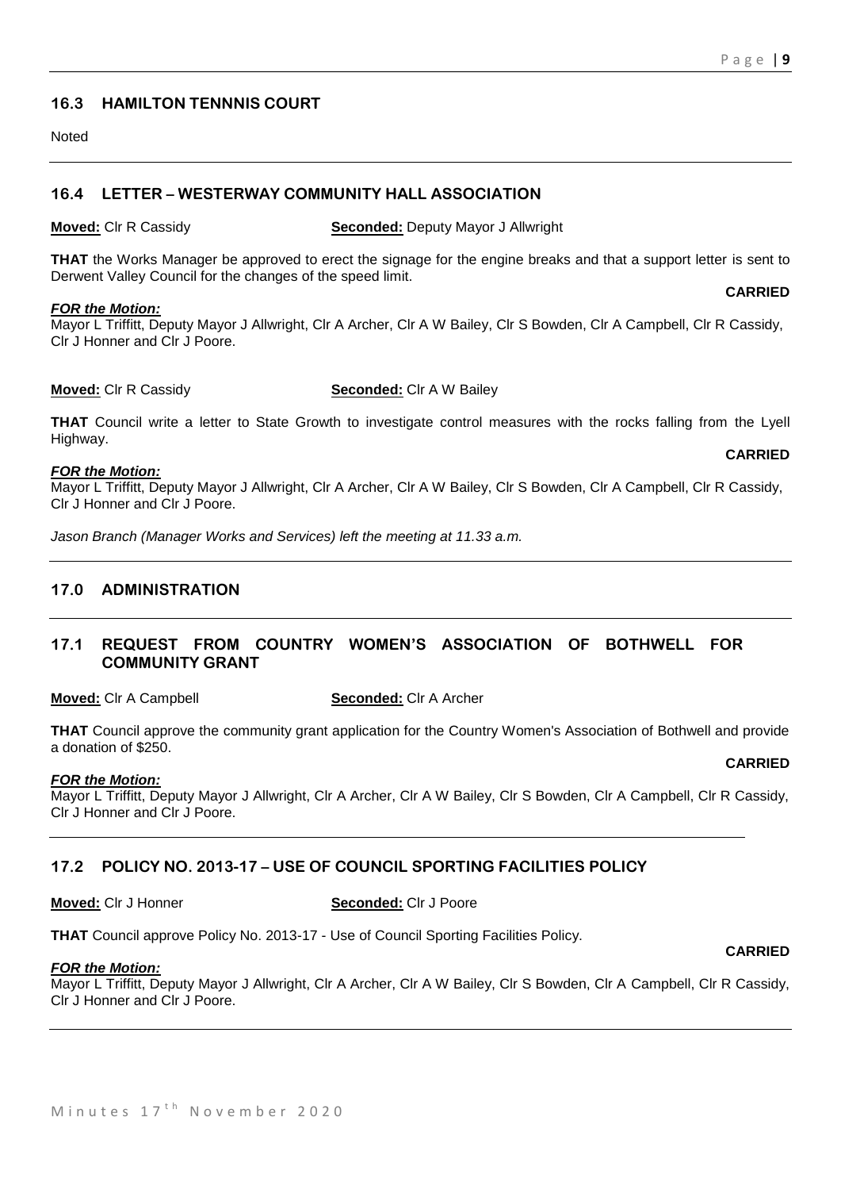## 16.3 HAMILTON TENNNIS COURT

Noted

## 16.4 LETTER – WESTERWAY COMMUNITY HALL ASSOCIATION

**Moved:** Clr R Cassidy **Seconded:** Deputy Mayor J Allwright

**THAT** the Works Manager be approved to erect the signage for the engine breaks and that a support letter is sent to Derwent Valley Council for the changes of the speed limit.

**CARRIED**

***FOR the Motion:***
Mayor L Triffitt, Deputy Mayor J Allwright, Clr A Archer, Clr A W Bailey, Clr S Bowden, Clr A Campbell, Clr R Cassidy, Clr J Honner and Clr J Poore.

**Moved:** Clr R Cassidy **Seconded:** Clr A W Bailey

**THAT** Council write a letter to State Growth to investigate control measures with the rocks falling from the Lyell Highway.

**CARRIED**

***FOR the Motion:***
Mayor L Triffitt, Deputy Mayor J Allwright, Clr A Archer, Clr A W Bailey, Clr S Bowden, Clr A Campbell, Clr R Cassidy, Clr J Honner and Clr J Poore.

*Jason Branch (Manager Works and Services) left the meeting at 11.33 a.m.*

## 17.0 ADMINISTRATION

## 17.1 REQUEST FROM COUNTRY WOMEN'S ASSOCIATION OF BOTHWELL FOR COMMUNITY GRANT

**Moved:** Clr A Campbell **Seconded:** Clr A Archer

**THAT** Council approve the community grant application for the Country Women's Association of Bothwell and provide a donation of $250.

**CARRIED**

***FOR the Motion:***
Mayor L Triffitt, Deputy Mayor J Allwright, Clr A Archer, Clr A W Bailey, Clr S Bowden, Clr A Campbell, Clr R Cassidy, Clr J Honner and Clr J Poore.

## 17.2 POLICY NO. 2013-17 – USE OF COUNCIL SPORTING FACILITIES POLICY

**Moved:** Clr J Honner **Seconded:** Clr J Poore

**THAT** Council approve Policy No. 2013-17 - Use of Council Sporting Facilities Policy.

**CARRIED**

***FOR the Motion:***
Mayor L Triffitt, Deputy Mayor J Allwright, Clr A Archer, Clr A W Bailey, Clr S Bowden, Clr A Campbell, Clr R Cassidy, Clr J Honner and Clr J Poore.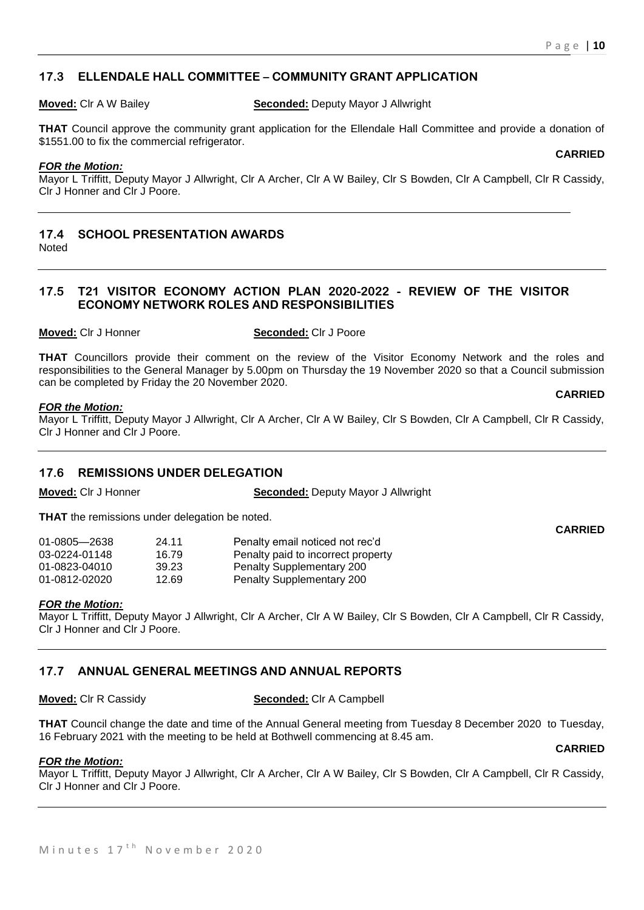## 17.3 ELLENDALE HALL COMMITTEE – COMMUNITY GRANT APPLICATION

**Moved:** Clr A W Bailey **Seconded:** Deputy Mayor J Allwright

**THAT** Council approve the community grant application for the Ellendale Hall Committee and provide a donation of $1551.00 to fix the commercial refrigerator.

**CARRIED**

***FOR the Motion:***

Mayor L Triffitt, Deputy Mayor J Allwright, Clr A Archer, Clr A W Bailey, Clr S Bowden, Clr A Campbell, Clr R Cassidy, Clr J Honner and Clr J Poore.

## 17.4 SCHOOL PRESENTATION AWARDS

Noted

## 17.5 T21 VISITOR ECONOMY ACTION PLAN 2020-2022 - REVIEW OF THE VISITOR ECONOMY NETWORK ROLES AND RESPONSIBILITIES

**Moved:** Clr J Honner **Seconded:** Clr J Poore

**THAT** Councillors provide their comment on the review of the Visitor Economy Network and the roles and responsibilities to the General Manager by 5.00pm on Thursday the 19 November 2020 so that a Council submission can be completed by Friday the 20 November 2020.

**CARRIED**

***FOR the Motion:***

Mayor L Triffitt, Deputy Mayor J Allwright, Clr A Archer, Clr A W Bailey, Clr S Bowden, Clr A Campbell, Clr R Cassidy, Clr J Honner and Clr J Poore.

## 17.6 REMISSIONS UNDER DELEGATION

**Moved:** Clr J Honner **Seconded:** Deputy Mayor J Allwright

**THAT** the remissions under delegation be noted.

**CARRIED**

| | | |
|---|---|---|
| 01-0805—2638 | 24.11 | Penalty email noticed not rec'd |
| 03-0224-01148 | 16.79 | Penalty paid to incorrect property |
| 01-0823-04010 | 39.23 | Penalty Supplementary 200 |
| 01-0812-02020 | 12.69 | Penalty Supplementary 200 |

***FOR the Motion:***

Mayor L Triffitt, Deputy Mayor J Allwright, Clr A Archer, Clr A W Bailey, Clr S Bowden, Clr A Campbell, Clr R Cassidy, Clr J Honner and Clr J Poore.

## 17.7 ANNUAL GENERAL MEETINGS AND ANNUAL REPORTS

**Moved:** Clr R Cassidy **Seconded:** Clr A Campbell

**THAT** Council change the date and time of the Annual General meeting from Tuesday 8 December 2020 to Tuesday, 16 February 2021 with the meeting to be held at Bothwell commencing at 8.45 am.

**CARRIED**

***FOR the Motion:***

Mayor L Triffitt, Deputy Mayor J Allwright, Clr A Archer, Clr A W Bailey, Clr S Bowden, Clr A Campbell, Clr R Cassidy, Clr J Honner and Clr J Poore.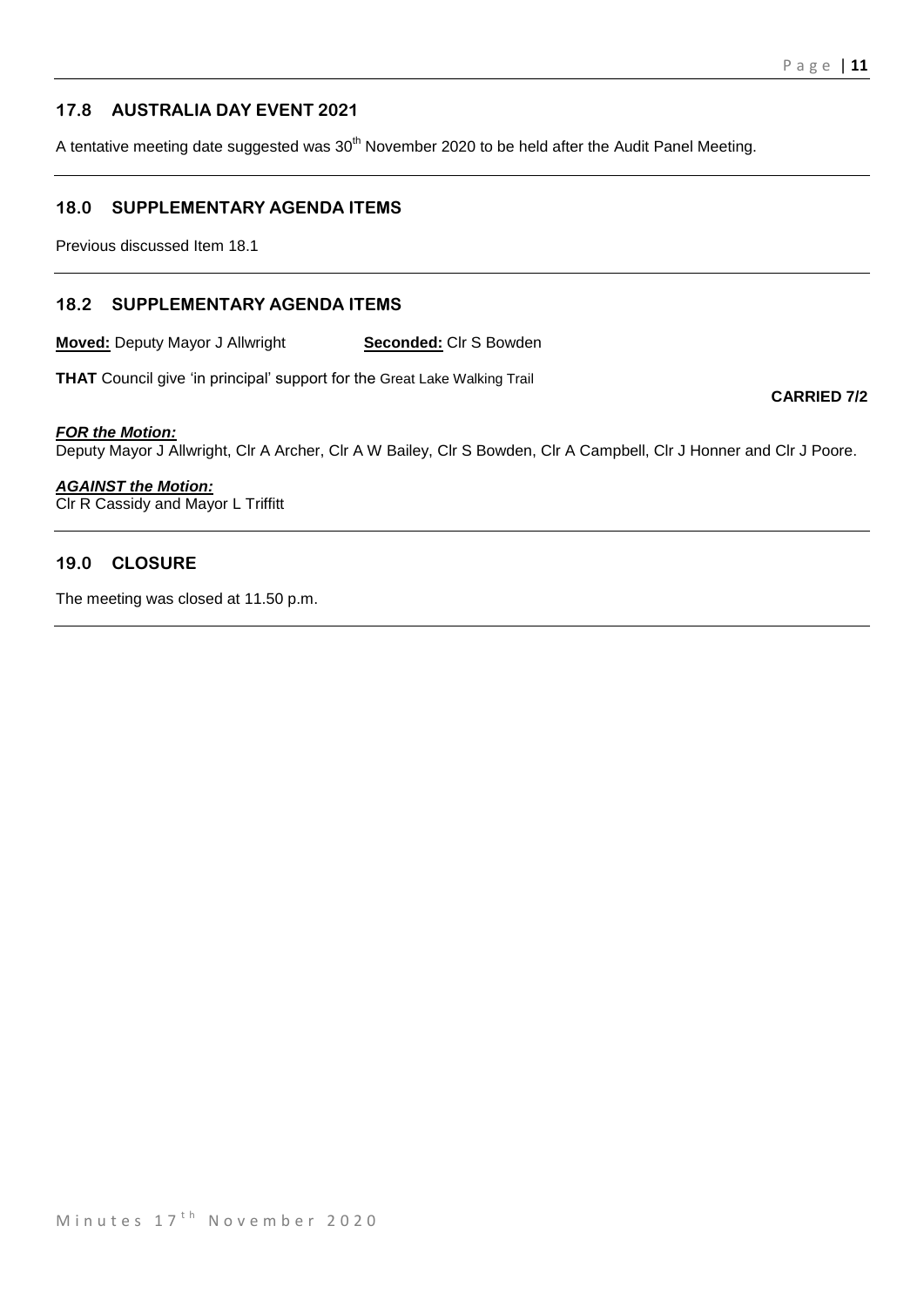## 17.8 AUSTRALIA DAY EVENT 2021

A tentative meeting date suggested was 30th November 2020 to be held after the Audit Panel Meeting.

## 18.0 SUPPLEMENTARY AGENDA ITEMS

Previous discussed Item 18.1

## 18.2 SUPPLEMENTARY AGENDA ITEMS

**Moved:** Deputy Mayor J Allwright **Seconded:** Clr S Bowden

**THAT** Council give 'in principal' support for the Great Lake Walking Trail

**CARRIED 7/2**

***FOR the Motion:***
Deputy Mayor J Allwright, Clr A Archer, Clr A W Bailey, Clr S Bowden, Clr A Campbell, Clr J Honner and Clr J Poore.

***AGAINST the Motion:***
Clr R Cassidy and Mayor L Triffitt

## 19.0 CLOSURE

The meeting was closed at 11.50 p.m.